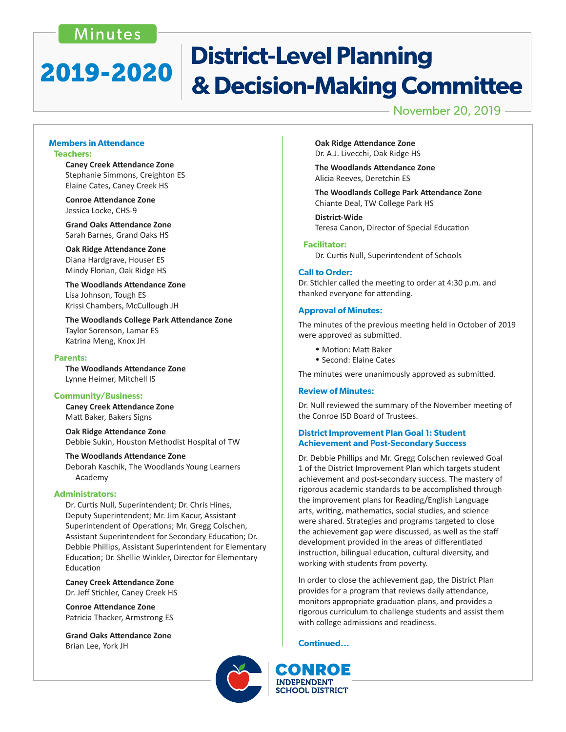Minutes

# 2019-2020 District-Level Planning & Decision-Making Committee

November 20, 2019

## Members in Attendance

### Teachers:

**Caney Creek Attendance Zone**
Stephanie Simmons, Creighton ES
Elaine Cates, Caney Creek HS

**Conroe Attendance Zone**
Jessica Locke, CHS-9

**Grand Oaks Attendance Zone**
Sarah Barnes, Grand Oaks HS

**Oak Ridge Attendance Zone**
Diana Hardgrave, Houser ES
Mindy Florian, Oak Ridge HS

**The Woodlands Attendance Zone**
Lisa Johnson, Tough ES
Krissi Chambers, McCullough JH

**The Woodlands College Park Attendance Zone**
Taylor Sorenson, Lamar ES
Katrina Meng, Knox JH

### Parents:

**The Woodlands Attendance Zone**
Lynne Heimer, Mitchell IS

### Community/Business:

**Caney Creek Attendance Zone**
Matt Baker, Bakers Signs

**Oak Ridge Attendance Zone**
Debbie Sukin, Houston Methodist Hospital of TW

**The Woodlands Attendance Zone**
Deborah Kaschik, The Woodlands Young Learners Academy

### Administrators:

Dr. Curtis Null, Superintendent; Dr. Chris Hines, Deputy Superintendent; Mr. Jim Kacur, Assistant Superintendent of Operations; Mr. Gregg Colschen, Assistant Superintendent for Secondary Education; Dr. Debbie Phillips, Assistant Superintendent for Elementary Education; Dr. Shellie Winkler, Director for Elementary Education

**Caney Creek Attendance Zone**
Dr. Jeff Stichler, Caney Creek HS

**Conroe Attendance Zone**
Patricia Thacker, Armstrong ES

**Grand Oaks Attendance Zone**
Brian Lee, York JH

**Oak Ridge Attendance Zone**
Dr. A.J. Livecchi, Oak Ridge HS

**The Woodlands Attendance Zone**
Alicia Reeves, Deretchin ES

**The Woodlands College Park Attendance Zone**
Chiante Deal, TW College Park HS

**District-Wide**
Teresa Canon, Director of Special Education

### Facilitator:

Dr. Curtis Null, Superintendent of Schools

## Call to Order:

Dr. Stichler called the meeting to order at 4:30 p.m. and thanked everyone for attending.

## Approval of Minutes:

The minutes of the previous meeting held in October of 2019 were approved as submitted.

- Motion: Matt Baker
- Second: Elaine Cates

The minutes were unanimously approved as submitted.

## Review of Minutes:

Dr. Null reviewed the summary of the November meeting of the Conroe ISD Board of Trustees.

## District Improvement Plan Goal 1: Student Achievement and Post-Secondary Success

Dr. Debbie Phillips and Mr. Gregg Colschen reviewed Goal 1 of the District Improvement Plan which targets student achievement and post-secondary success. The mastery of rigorous academic standards to be accomplished through the improvement plans for Reading/English Language arts, writing, mathematics, social studies, and science were shared. Strategies and programs targeted to close the achievement gap were discussed, as well as the staff development provided in the areas of differentiated instruction, bilingual education, cultural diversity, and working with students from poverty.

In order to close the achievement gap, the District Plan provides for a program that reviews daily attendance, monitors appropriate graduation plans, and provides a rigorous curriculum to challenge students and assist them with college admissions and readiness.

**Continued…**

CONROE INDEPENDENT SCHOOL DISTRICT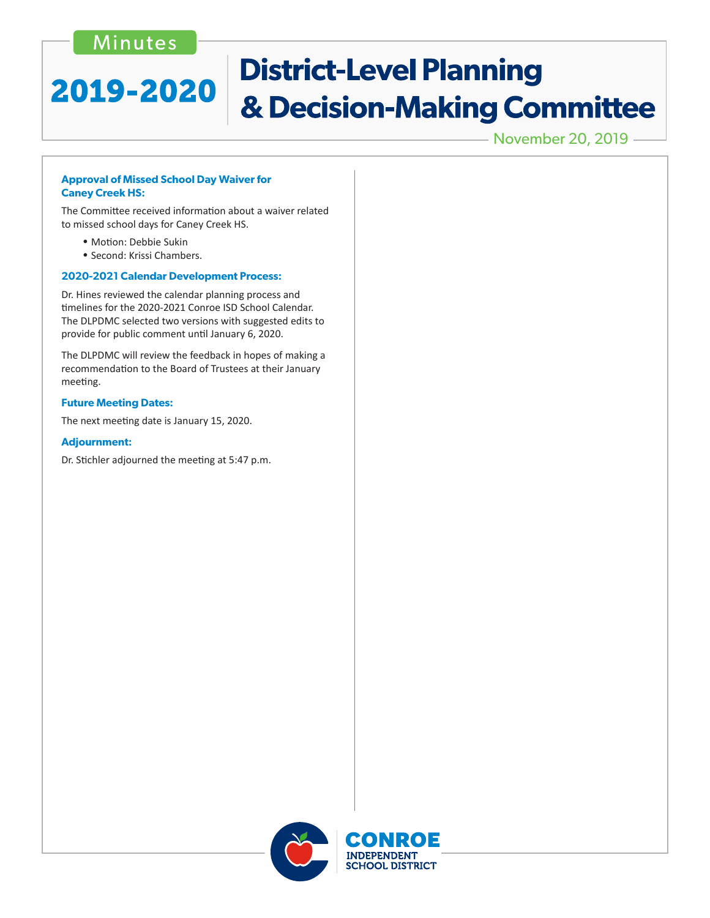### Approval of Missed School Day Waiver for Caney Creek HS:

The Committee received information about a waiver related to missed school days for Caney Creek HS.

- Motion: Debbie Sukin
- Second: Krissi Chambers.

### 2020-2021 Calendar Development Process:

Dr. Hines reviewed the calendar planning process and timelines for the 2020-2021 Conroe ISD School Calendar. The DLPDMC selected two versions with suggested edits to provide for public comment until January 6, 2020.

The DLPDMC will review the feedback in hopes of making a recommendation to the Board of Trustees at their January meeting.

### Future Meeting Dates:

The next meeting date is January 15, 2020.

### Adjournment:

Dr. Stichler adjourned the meeting at 5:47 p.m.